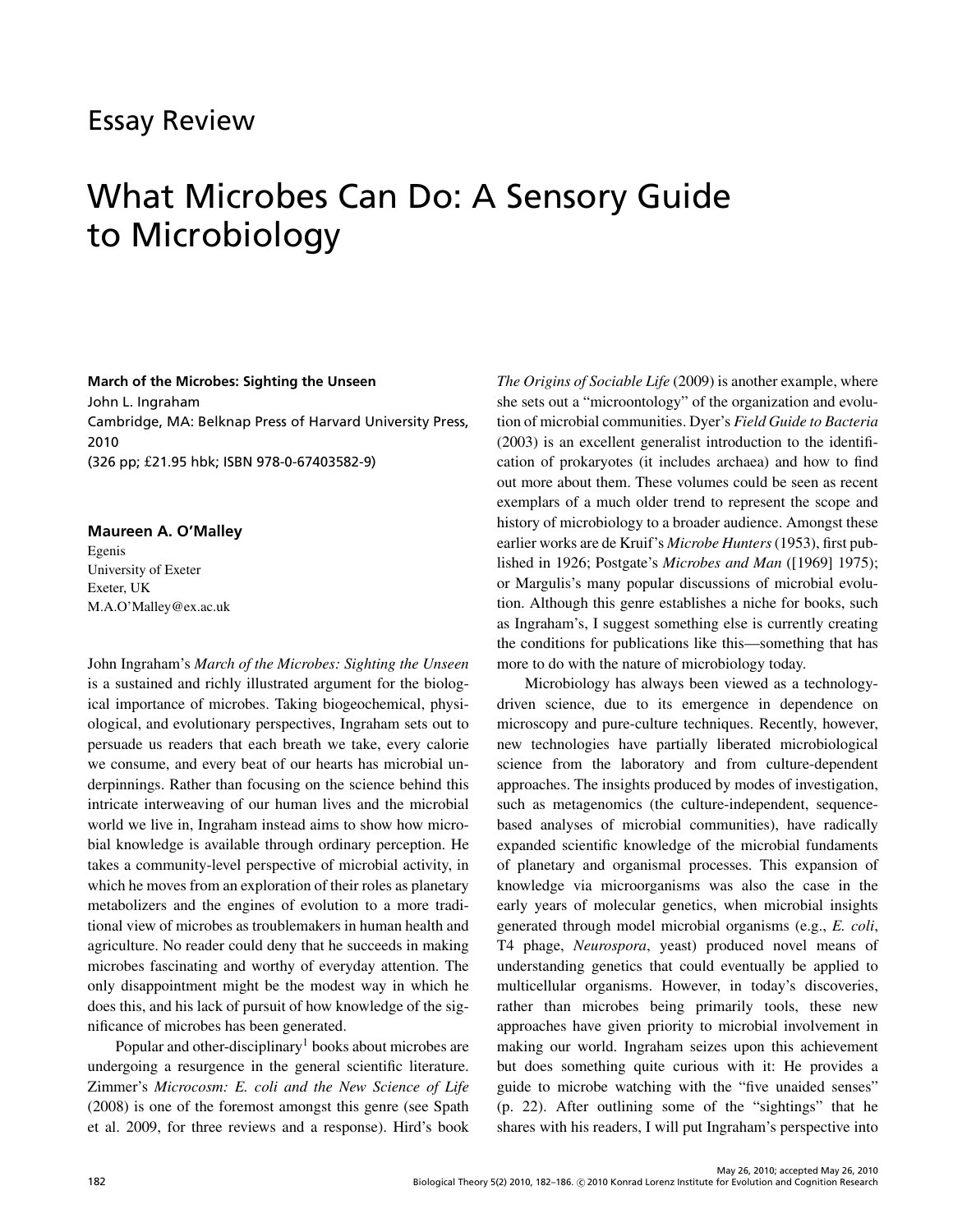Essay Review

# What Microbes Can Do: A Sensory Guide to Microbiology

**March of the Microbes: Sighting the Unseen**
John L. Ingraham
Cambridge, MA: Belknap Press of Harvard University Press, 2010
(326 pp; £21.95 hbk; ISBN 978-0-67403582-9)

**Maureen A. O'Malley**
Egenis
University of Exeter
Exeter, UK
M.A.O'Malley@ex.ac.uk

John Ingraham's *March of the Microbes: Sighting the Unseen* is a sustained and richly illustrated argument for the biological importance of microbes. Taking biogeochemical, physiological, and evolutionary perspectives, Ingraham sets out to persuade us readers that each breath we take, every calorie we consume, and every beat of our hearts has microbial underpinnings. Rather than focusing on the science behind this intricate interweaving of our human lives and the microbial world we live in, Ingraham instead aims to show how microbial knowledge is available through ordinary perception. He takes a community-level perspective of microbial activity, in which he moves from an exploration of their roles as planetary metabolizers and the engines of evolution to a more traditional view of microbes as troublemakers in human health and agriculture. No reader could deny that he succeeds in making microbes fascinating and worthy of everyday attention. The only disappointment might be the modest way in which he does this, and his lack of pursuit of how knowledge of the significance of microbes has been generated.

Popular and other-disciplinary[1] books about microbes are undergoing a resurgence in the general scientific literature. Zimmer's *Microcosm: E. coli and the New Science of Life* (2008) is one of the foremost amongst this genre (see Spath et al. 2009, for three reviews and a response). Hird's book *The Origins of Sociable Life* (2009) is another example, where she sets out a "microontology" of the organization and evolution of microbial communities. Dyer's *Field Guide to Bacteria* (2003) is an excellent generalist introduction to the identification of prokaryotes (it includes archaea) and how to find out more about them. These volumes could be seen as recent exemplars of a much older trend to represent the scope and history of microbiology to a broader audience. Amongst these earlier works are de Kruif's *Microbe Hunters* (1953), first published in 1926; Postgate's *Microbes and Man* ([1969] 1975); or Margulis's many popular discussions of microbial evolution. Although this genre establishes a niche for books, such as Ingraham's, I suggest something else is currently creating the conditions for publications like this—something that has more to do with the nature of microbiology today.

Microbiology has always been viewed as a technology-driven science, due to its emergence in dependence on microscopy and pure-culture techniques. Recently, however, new technologies have partially liberated microbiological science from the laboratory and from culture-dependent approaches. The insights produced by modes of investigation, such as metagenomics (the culture-independent, sequence-based analyses of microbial communities), have radically expanded scientific knowledge of the microbial fundaments of planetary and organismal processes. This expansion of knowledge via microorganisms was also the case in the early years of molecular genetics, when microbial insights generated through model microbial organisms (e.g., *E. coli*, T4 phage, *Neurospora*, yeast) produced novel means of understanding genetics that could eventually be applied to multicellular organisms. However, in today's discoveries, rather than microbes being primarily tools, these new approaches have given priority to microbial involvement in making our world. Ingraham seizes upon this achievement but does something quite curious with it: He provides a guide to microbe watching with the "five unaided senses" (p. 22). After outlining some of the "sightings" that he shares with his readers, I will put Ingraham's perspective into

May 26, 2010; accepted May 26, 2010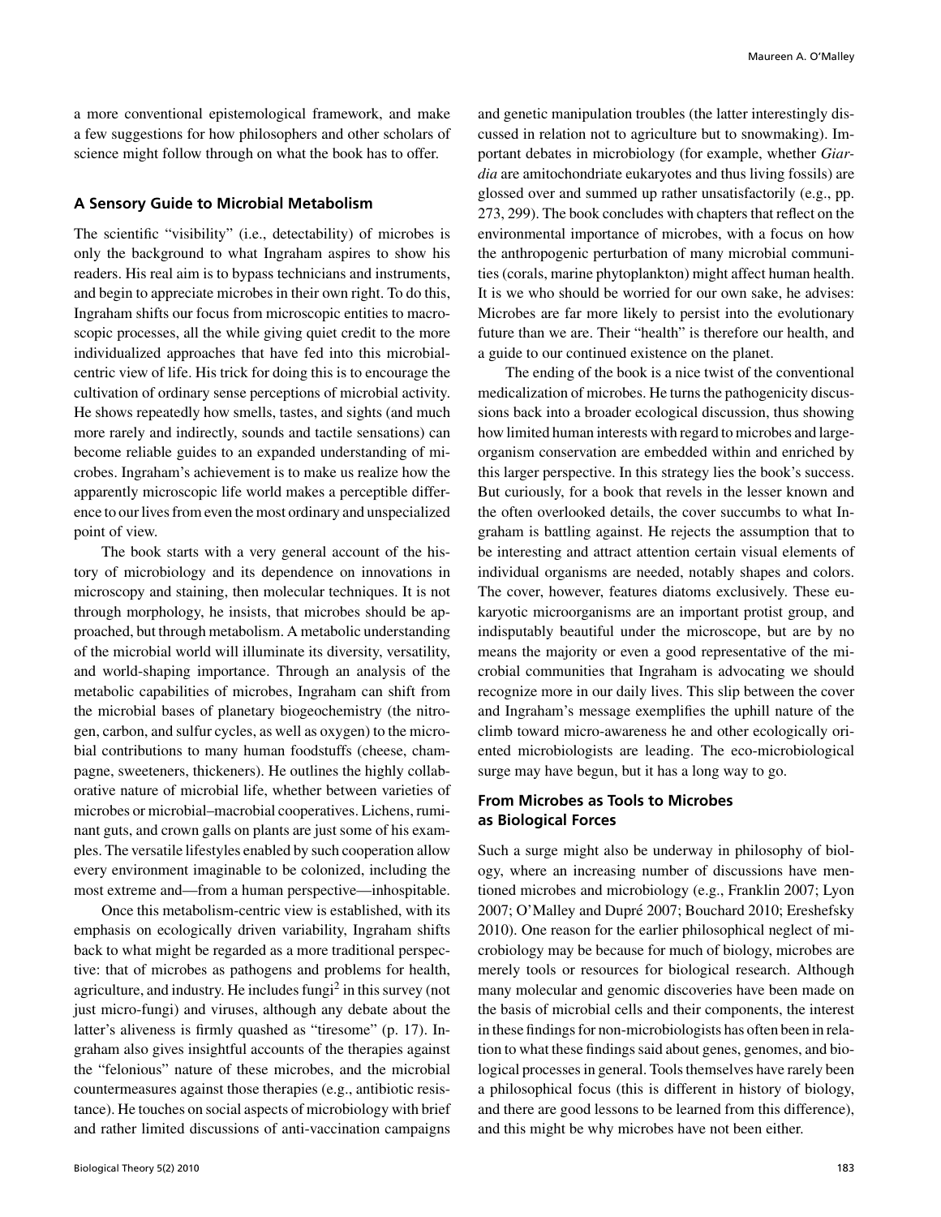a more conventional epistemological framework, and make a few suggestions for how philosophers and other scholars of science might follow through on what the book has to offer.

## A Sensory Guide to Microbial Metabolism

The scientific "visibility" (i.e., detectability) of microbes is only the background to what Ingraham aspires to show his readers. His real aim is to bypass technicians and instruments, and begin to appreciate microbes in their own right. To do this, Ingraham shifts our focus from microscopic entities to macroscopic processes, all the while giving quiet credit to the more individualized approaches that have fed into this microbial-centric view of life. His trick for doing this is to encourage the cultivation of ordinary sense perceptions of microbial activity. He shows repeatedly how smells, tastes, and sights (and much more rarely and indirectly, sounds and tactile sensations) can become reliable guides to an expanded understanding of microbes. Ingraham's achievement is to make us realize how the apparently microscopic life world makes a perceptible difference to our lives from even the most ordinary and unspecialized point of view.

The book starts with a very general account of the history of microbiology and its dependence on innovations in microscopy and staining, then molecular techniques. It is not through morphology, he insists, that microbes should be approached, but through metabolism. A metabolic understanding of the microbial world will illuminate its diversity, versatility, and world-shaping importance. Through an analysis of the metabolic capabilities of microbes, Ingraham can shift from the microbial bases of planetary biogeochemistry (the nitrogen, carbon, and sulfur cycles, as well as oxygen) to the microbial contributions to many human foodstuffs (cheese, champagne, sweeteners, thickeners). He outlines the highly collaborative nature of microbial life, whether between varieties of microbes or microbial–macrobial cooperatives. Lichens, ruminant guts, and crown galls on plants are just some of his examples. The versatile lifestyles enabled by such cooperation allow every environment imaginable to be colonized, including the most extreme and—from a human perspective—inhospitable.

Once this metabolism-centric view is established, with its emphasis on ecologically driven variability, Ingraham shifts back to what might be regarded as a more traditional perspective: that of microbes as pathogens and problems for health, agriculture, and industry. He includes fungi[2] in this survey (not just micro-fungi) and viruses, although any debate about the latter's aliveness is firmly quashed as "tiresome" (p. 17). Ingraham also gives insightful accounts of the therapies against the "felonious" nature of these microbes, and the microbial countermeasures against those therapies (e.g., antibiotic resistance). He touches on social aspects of microbiology with brief and rather limited discussions of anti-vaccination campaigns and genetic manipulation troubles (the latter interestingly discussed in relation not to agriculture but to snowmaking). Important debates in microbiology (for example, whether *Giardia* are amitochondriate eukaryotes and thus living fossils) are glossed over and summed up rather unsatisfactorily (e.g., pp. 273, 299). The book concludes with chapters that reflect on the environmental importance of microbes, with a focus on how the anthropogenic perturbation of many microbial communities (corals, marine phytoplankton) might affect human health. It is we who should be worried for our own sake, he advises: Microbes are far more likely to persist into the evolutionary future than we are. Their "health" is therefore our health, and a guide to our continued existence on the planet.

The ending of the book is a nice twist of the conventional medicalization of microbes. He turns the pathogenicity discussions back into a broader ecological discussion, thus showing how limited human interests with regard to microbes and large-organism conservation are embedded within and enriched by this larger perspective. In this strategy lies the book's success. But curiously, for a book that revels in the lesser known and the often overlooked details, the cover succumbs to what Ingraham is battling against. He rejects the assumption that to be interesting and attract attention certain visual elements of individual organisms are needed, notably shapes and colors. The cover, however, features diatoms exclusively. These eukaryotic microorganisms are an important protist group, and indisputably beautiful under the microscope, but are by no means the majority or even a good representative of the microbial communities that Ingraham is advocating we should recognize more in our daily lives. This slip between the cover and Ingraham's message exemplifies the uphill nature of the climb toward micro-awareness he and other ecologically oriented microbiologists are leading. The eco-microbiological surge may have begun, but it has a long way to go.

## From Microbes as Tools to Microbes as Biological Forces

Such a surge might also be underway in philosophy of biology, where an increasing number of discussions have mentioned microbes and microbiology (e.g., Franklin 2007; Lyon 2007; O'Malley and Dupré 2007; Bouchard 2010; Ereshefsky 2010). One reason for the earlier philosophical neglect of microbiology may be because for much of biology, microbes are merely tools or resources for biological research. Although many molecular and genomic discoveries have been made on the basis of microbial cells and their components, the interest in these findings for non-microbiologists has often been in relation to what these findings said about genes, genomes, and biological processes in general. Tools themselves have rarely been a philosophical focus (this is different in history of biology, and there are good lessons to be learned from this difference), and this might be why microbes have not been either.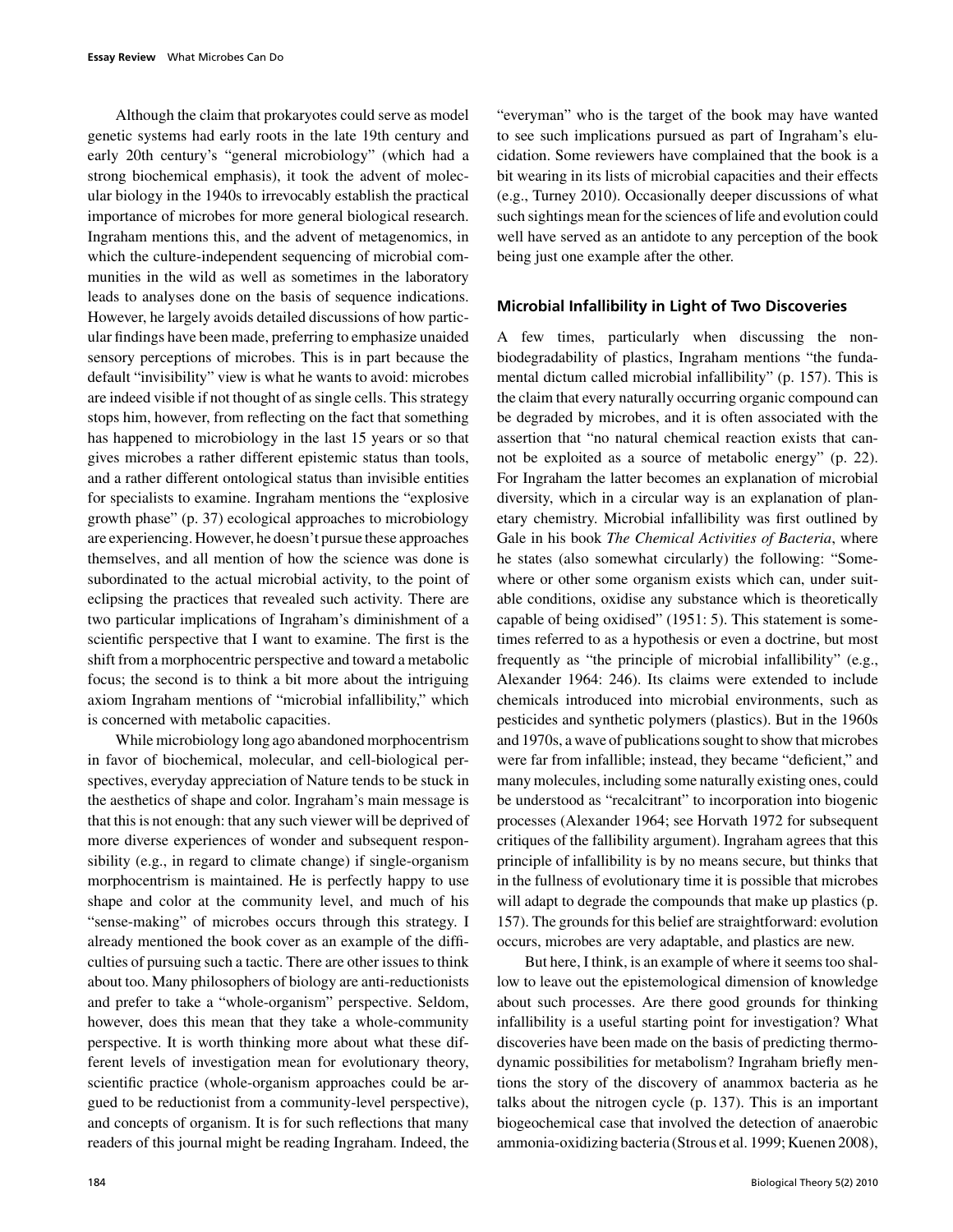Although the claim that prokaryotes could serve as model genetic systems had early roots in the late 19th century and early 20th century's "general microbiology" (which had a strong biochemical emphasis), it took the advent of molecular biology in the 1940s to irrevocably establish the practical importance of microbes for more general biological research. Ingraham mentions this, and the advent of metagenomics, in which the culture-independent sequencing of microbial communities in the wild as well as sometimes in the laboratory leads to analyses done on the basis of sequence indications. However, he largely avoids detailed discussions of how particular findings have been made, preferring to emphasize unaided sensory perceptions of microbes. This is in part because the default "invisibility" view is what he wants to avoid: microbes are indeed visible if not thought of as single cells. This strategy stops him, however, from reflecting on the fact that something has happened to microbiology in the last 15 years or so that gives microbes a rather different epistemic status than tools, and a rather different ontological status than invisible entities for specialists to examine. Ingraham mentions the "explosive growth phase" (p. 37) ecological approaches to microbiology are experiencing. However, he doesn't pursue these approaches themselves, and all mention of how the science was done is subordinated to the actual microbial activity, to the point of eclipsing the practices that revealed such activity. There are two particular implications of Ingraham's diminishment of a scientific perspective that I want to examine. The first is the shift from a morphocentric perspective and toward a metabolic focus; the second is to think a bit more about the intriguing axiom Ingraham mentions of "microbial infallibility," which is concerned with metabolic capacities.

While microbiology long ago abandoned morphocentrism in favor of biochemical, molecular, and cell-biological perspectives, everyday appreciation of Nature tends to be stuck in the aesthetics of shape and color. Ingraham's main message is that this is not enough: that any such viewer will be deprived of more diverse experiences of wonder and subsequent responsibility (e.g., in regard to climate change) if single-organism morphocentrism is maintained. He is perfectly happy to use shape and color at the community level, and much of his "sense-making" of microbes occurs through this strategy. I already mentioned the book cover as an example of the difficulties of pursuing such a tactic. There are other issues to think about too. Many philosophers of biology are anti-reductionists and prefer to take a "whole-organism" perspective. Seldom, however, does this mean that they take a whole-community perspective. It is worth thinking more about what these different levels of investigation mean for evolutionary theory, scientific practice (whole-organism approaches could be argued to be reductionist from a community-level perspective), and concepts of organism. It is for such reflections that many readers of this journal might be reading Ingraham. Indeed, the "everyman" who is the target of the book may have wanted to see such implications pursued as part of Ingraham's elucidation. Some reviewers have complained that the book is a bit wearing in its lists of microbial capacities and their effects (e.g., Turney 2010). Occasionally deeper discussions of what such sightings mean for the sciences of life and evolution could well have served as an antidote to any perception of the book being just one example after the other.

## Microbial Infallibility in Light of Two Discoveries

A few times, particularly when discussing the non-biodegradability of plastics, Ingraham mentions "the fundamental dictum called microbial infallibility" (p. 157). This is the claim that every naturally occurring organic compound can be degraded by microbes, and it is often associated with the assertion that "no natural chemical reaction exists that cannot be exploited as a source of metabolic energy" (p. 22). For Ingraham the latter becomes an explanation of microbial diversity, which in a circular way is an explanation of planetary chemistry. Microbial infallibility was first outlined by Gale in his book *The Chemical Activities of Bacteria*, where he states (also somewhat circularly) the following: "Somewhere or other some organism exists which can, under suitable conditions, oxidise any substance which is theoretically capable of being oxidised" (1951: 5). This statement is sometimes referred to as a hypothesis or even a doctrine, but most frequently as "the principle of microbial infallibility" (e.g., Alexander 1964: 246). Its claims were extended to include chemicals introduced into microbial environments, such as pesticides and synthetic polymers (plastics). But in the 1960s and 1970s, a wave of publications sought to show that microbes were far from infallible; instead, they became "deficient," and many molecules, including some naturally existing ones, could be understood as "recalcitrant" to incorporation into biogenic processes (Alexander 1964; see Horvath 1972 for subsequent critiques of the fallibility argument). Ingraham agrees that this principle of infallibility is by no means secure, but thinks that in the fullness of evolutionary time it is possible that microbes will adapt to degrade the compounds that make up plastics (p. 157). The grounds for this belief are straightforward: evolution occurs, microbes are very adaptable, and plastics are new.

But here, I think, is an example of where it seems too shallow to leave out the epistemological dimension of knowledge about such processes. Are there good grounds for thinking infallibility is a useful starting point for investigation? What discoveries have been made on the basis of predicting thermodynamic possibilities for metabolism? Ingraham briefly mentions the story of the discovery of anammox bacteria as he talks about the nitrogen cycle (p. 137). This is an important biogeochemical case that involved the detection of anaerobic ammonia-oxidizing bacteria (Strous et al. 1999; Kuenen 2008),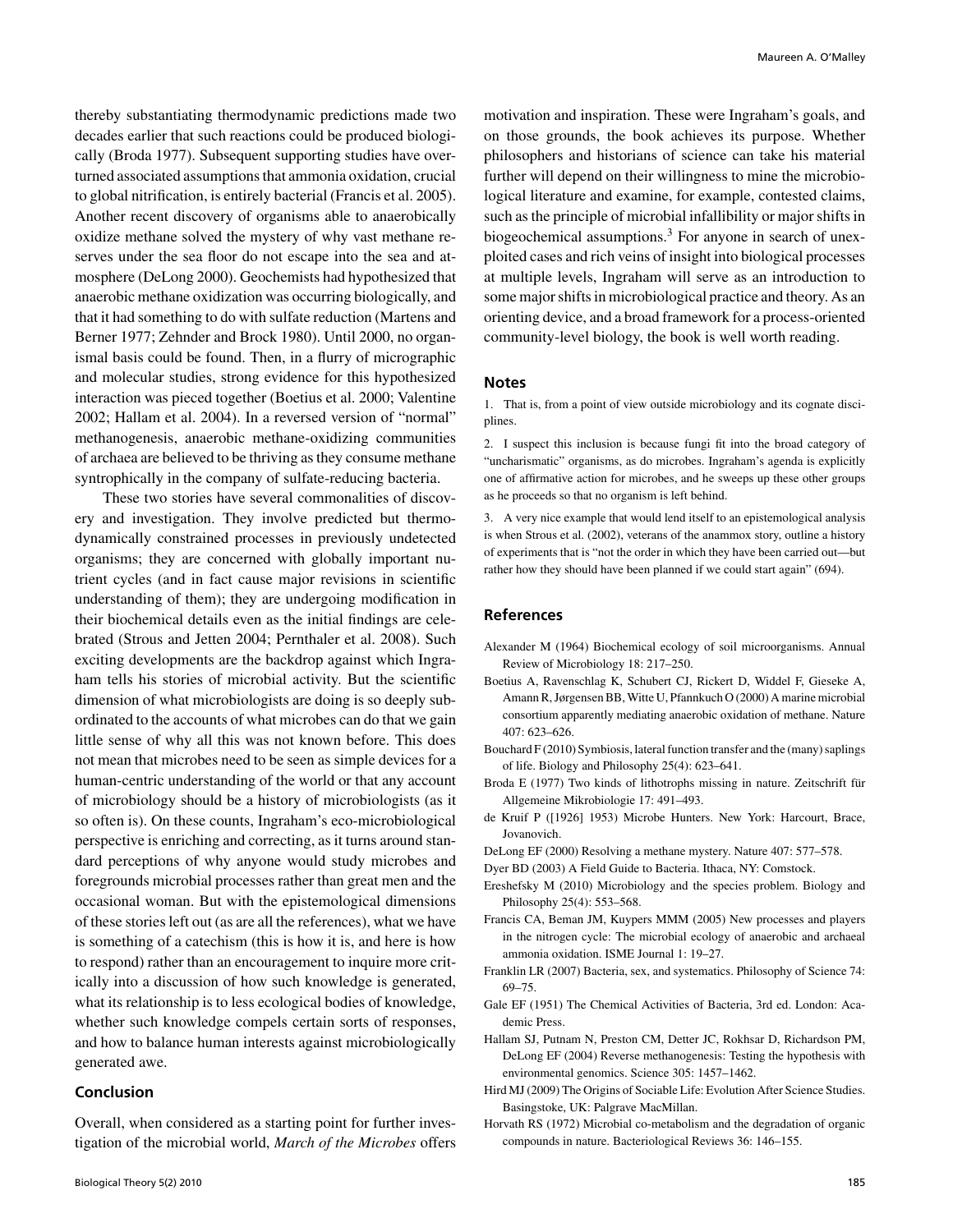thereby substantiating thermodynamic predictions made two decades earlier that such reactions could be produced biologically (Broda 1977). Subsequent supporting studies have overturned associated assumptions that ammonia oxidation, crucial to global nitrification, is entirely bacterial (Francis et al. 2005). Another recent discovery of organisms able to anaerobically oxidize methane solved the mystery of why vast methane reserves under the sea floor do not escape into the sea and atmosphere (DeLong 2000). Geochemists had hypothesized that anaerobic methane oxidization was occurring biologically, and that it had something to do with sulfate reduction (Martens and Berner 1977; Zehnder and Brock 1980). Until 2000, no organismal basis could be found. Then, in a flurry of micrographic and molecular studies, strong evidence for this hypothesized interaction was pieced together (Boetius et al. 2000; Valentine 2002; Hallam et al. 2004). In a reversed version of "normal" methanogenesis, anaerobic methane-oxidizing communities of archaea are believed to be thriving as they consume methane syntrophically in the company of sulfate-reducing bacteria.

These two stories have several commonalities of discovery and investigation. They involve predicted but thermodynamically constrained processes in previously undetected organisms; they are concerned with globally important nutrient cycles (and in fact cause major revisions in scientific understanding of them); they are undergoing modification in their biochemical details even as the initial findings are celebrated (Strous and Jetten 2004; Pernthaler et al. 2008). Such exciting developments are the backdrop against which Ingraham tells his stories of microbial activity. But the scientific dimension of what microbiologists are doing is so deeply subordinated to the accounts of what microbes can do that we gain little sense of why all this was not known before. This does not mean that microbes need to be seen as simple devices for a human-centric understanding of the world or that any account of microbiology should be a history of microbiologists (as it so often is). On these counts, Ingraham's eco-microbiological perspective is enriching and correcting, as it turns around standard perceptions of why anyone would study microbes and foregrounds microbial processes rather than great men and the occasional woman. But with the epistemological dimensions of these stories left out (as are all the references), what we have is something of a catechism (this is how it is, and here is how to respond) rather than an encouragement to inquire more critically into a discussion of how such knowledge is generated, what its relationship is to less ecological bodies of knowledge, whether such knowledge compels certain sorts of responses, and how to balance human interests against microbiologically generated awe.

## Conclusion

Overall, when considered as a starting point for further investigation of the microbial world, *March of the Microbes* offers motivation and inspiration. These were Ingraham's goals, and on those grounds, the book achieves its purpose. Whether philosophers and historians of science can take his material further will depend on their willingness to mine the microbiological literature and examine, for example, contested claims, such as the principle of microbial infallibility or major shifts in biogeochemical assumptions.[3] For anyone in search of unexploited cases and rich veins of insight into biological processes at multiple levels, Ingraham will serve as an introduction to some major shifts in microbiological practice and theory. As an orienting device, and a broad framework for a process-oriented community-level biology, the book is well worth reading.

## Notes

1. That is, from a point of view outside microbiology and its cognate disciplines.

2. I suspect this inclusion is because fungi fit into the broad category of "uncharismatic" organisms, as do microbes. Ingraham's agenda is explicitly one of affirmative action for microbes, and he sweeps up these other groups as he proceeds so that no organism is left behind.

3. A very nice example that would lend itself to an epistemological analysis is when Strous et al. (2002), veterans of the anammox story, outline a history of experiments that is "not the order in which they have been carried out—but rather how they should have been planned if we could start again" (694).

## References

Alexander M (1964) Biochemical ecology of soil microorganisms. Annual Review of Microbiology 18: 217–250.

Boetius A, Ravenschlag K, Schubert CJ, Rickert D, Widdel F, Gieseke A, Amann R, Jørgensen BB, Witte U, Pfannkuch O (2000) A marine microbial consortium apparently mediating anaerobic oxidation of methane. Nature 407: 623–626.

Bouchard F (2010) Symbiosis, lateral function transfer and the (many) saplings of life. Biology and Philosophy 25(4): 623–641.

Broda E (1977) Two kinds of lithotrophs missing in nature. Zeitschrift für Allgemeine Mikrobiologie 17: 491–493.

de Kruif P ([1926] 1953) Microbe Hunters. New York: Harcourt, Brace, Jovanovich.

DeLong EF (2000) Resolving a methane mystery. Nature 407: 577–578.

Dyer BD (2003) A Field Guide to Bacteria. Ithaca, NY: Comstock.

Ereshefsky M (2010) Microbiology and the species problem. Biology and Philosophy 25(4): 553–568.

Francis CA, Beman JM, Kuypers MMM (2005) New processes and players in the nitrogen cycle: The microbial ecology of anaerobic and archaeal ammonia oxidation. ISME Journal 1: 19–27.

Franklin LR (2007) Bacteria, sex, and systematics. Philosophy of Science 74: 69–75.

Gale EF (1951) The Chemical Activities of Bacteria, 3rd ed. London: Academic Press.

Hallam SJ, Putnam N, Preston CM, Detter JC, Rokhsar D, Richardson PM, DeLong EF (2004) Reverse methanogenesis: Testing the hypothesis with environmental genomics. Science 305: 1457–1462.

Hird MJ (2009) The Origins of Sociable Life: Evolution After Science Studies. Basingstoke, UK: Palgrave MacMillan.

Horvath RS (1972) Microbial co-metabolism and the degradation of organic compounds in nature. Bacteriological Reviews 36: 146–155.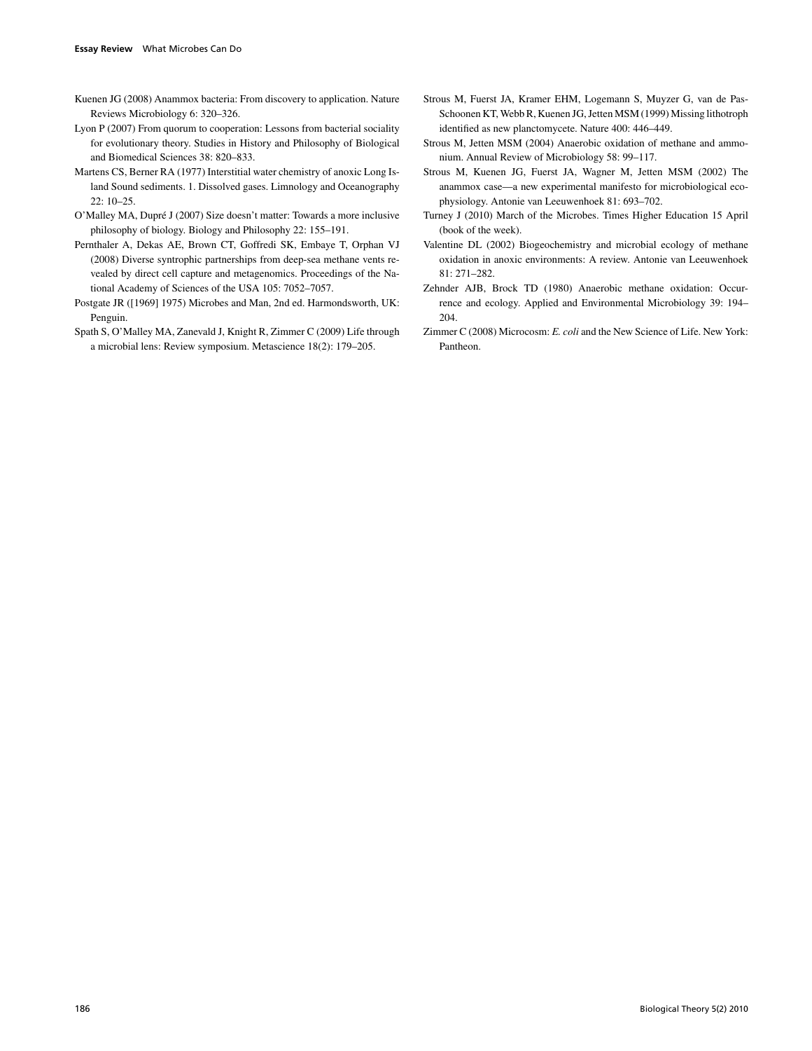Kuenen JG (2008) Anammox bacteria: From discovery to application. Nature Reviews Microbiology 6: 320–326.

Lyon P (2007) From quorum to cooperation: Lessons from bacterial sociality for evolutionary theory. Studies in History and Philosophy of Biological and Biomedical Sciences 38: 820–833.

Martens CS, Berner RA (1977) Interstitial water chemistry of anoxic Long Island Sound sediments. 1. Dissolved gases. Limnology and Oceanography 22: 10–25.

O'Malley MA, Dupré J (2007) Size doesn't matter: Towards a more inclusive philosophy of biology. Biology and Philosophy 22: 155–191.

Pernthaler A, Dekas AE, Brown CT, Goffredi SK, Embaye T, Orphan VJ (2008) Diverse syntrophic partnerships from deep-sea methane vents revealed by direct cell capture and metagenomics. Proceedings of the National Academy of Sciences of the USA 105: 7052–7057.

Postgate JR ([1969] 1975) Microbes and Man, 2nd ed. Harmondsworth, UK: Penguin.

Spath S, O'Malley MA, Zanevald J, Knight R, Zimmer C (2009) Life through a microbial lens: Review symposium. Metascience 18(2): 179–205.

Strous M, Fuerst JA, Kramer EHM, Logemann S, Muyzer G, van de Pas-Schoonen KT, Webb R, Kuenen JG, Jetten MSM (1999) Missing lithotroph identified as new planctomycete. Nature 400: 446–449.

Strous M, Jetten MSM (2004) Anaerobic oxidation of methane and ammonium. Annual Review of Microbiology 58: 99–117.

Strous M, Kuenen JG, Fuerst JA, Wagner M, Jetten MSM (2002) The anammox case—a new experimental manifesto for microbiological ecophysiology. Antonie van Leeuwenhoek 81: 693–702.

Turney J (2010) March of the Microbes. Times Higher Education 15 April (book of the week).

Valentine DL (2002) Biogeochemistry and microbial ecology of methane oxidation in anoxic environments: A review. Antonie van Leeuwenhoek 81: 271–282.

Zehnder AJB, Brock TD (1980) Anaerobic methane oxidation: Occurrence and ecology. Applied and Environmental Microbiology 39: 194–204.

Zimmer C (2008) Microcosm: *E. coli* and the New Science of Life. New York: Pantheon.